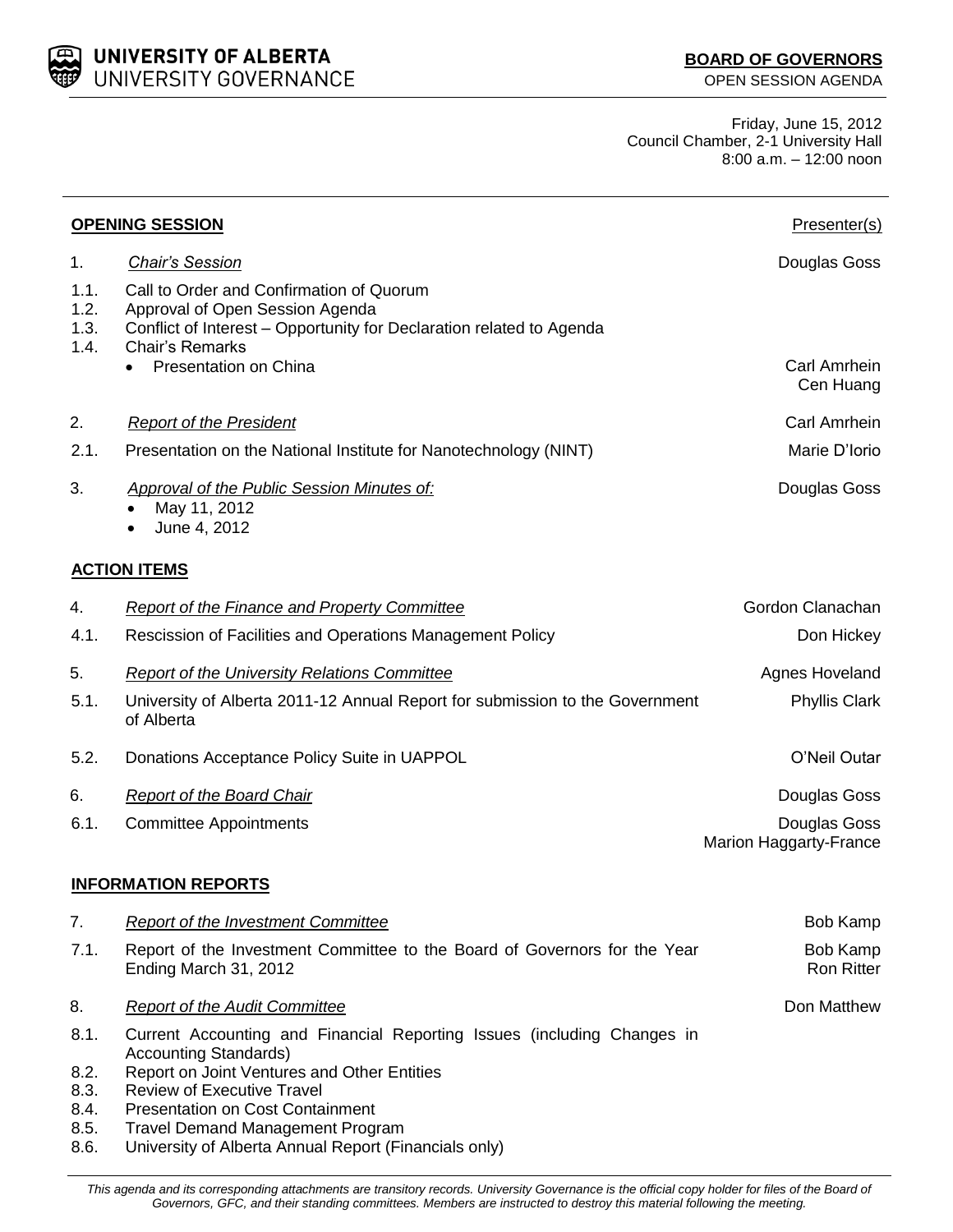**UNIVERSITY OF ALBERTA**
UNIVERSITY GOVERNANCE

**BOARD OF GOVERNORS**
OPEN SESSION AGENDA

Friday, June 15, 2012
Council Chamber, 2-1 University Hall
8:00 a.m. – 12:00 noon

| | **OPENING SESSION** | Presenter(s) |
|---|---|---|
| 1. | *Chair's Session* | Douglas Goss |
| 1.1. | Call to Order and Confirmation of Quorum | |
| 1.2. | Approval of Open Session Agenda | |
| 1.3. | Conflict of Interest – Opportunity for Declaration related to Agenda | |
| 1.4. | Chair's Remarks<br>• Presentation on China | Carl Amrhein<br>Cen Huang |
| 2. | *Report of the President* | Carl Amrhein |
| 2.1. | Presentation on the National Institute for Nanotechnology (NINT) | Marie D'Iorio |
| 3. | *Approval of the Public Session Minutes of:*<br>• May 11, 2012<br>• June 4, 2012 | Douglas Goss |
| | **ACTION ITEMS** | |
| 4. | *Report of the Finance and Property Committee* | Gordon Clanachan |
| 4.1. | Rescission of Facilities and Operations Management Policy | Don Hickey |
| 5. | *Report of the University Relations Committee* | Agnes Hoveland |
| 5.1. | University of Alberta 2011-12 Annual Report for submission to the Government of Alberta | Phyllis Clark |
| 5.2. | Donations Acceptance Policy Suite in UAPPOL | O'Neil Outar |
| 6. | *Report of the Board Chair* | Douglas Goss |
| 6.1. | Committee Appointments | Douglas Goss<br>Marion Haggarty-France |
| | **INFORMATION REPORTS** | |
| 7. | *Report of the Investment Committee* | Bob Kamp |
| 7.1. | Report of the Investment Committee to the Board of Governors for the Year Ending March 31, 2012 | Bob Kamp<br>Ron Ritter |
| 8. | *Report of the Audit Committee* | Don Matthew |
| 8.1. | Current Accounting and Financial Reporting Issues (including Changes in Accounting Standards) | |
| 8.2. | Report on Joint Ventures and Other Entities | |
| 8.3. | Review of Executive Travel | |
| 8.4. | Presentation on Cost Containment | |
| 8.5. | Travel Demand Management Program | |
| 8.6. | University of Alberta Annual Report (Financials only) | |

*This agenda and its corresponding attachments are transitory records. University Governance is the official copy holder for files of the Board of Governors, GFC, and their standing committees. Members are instructed to destroy this material following the meeting.*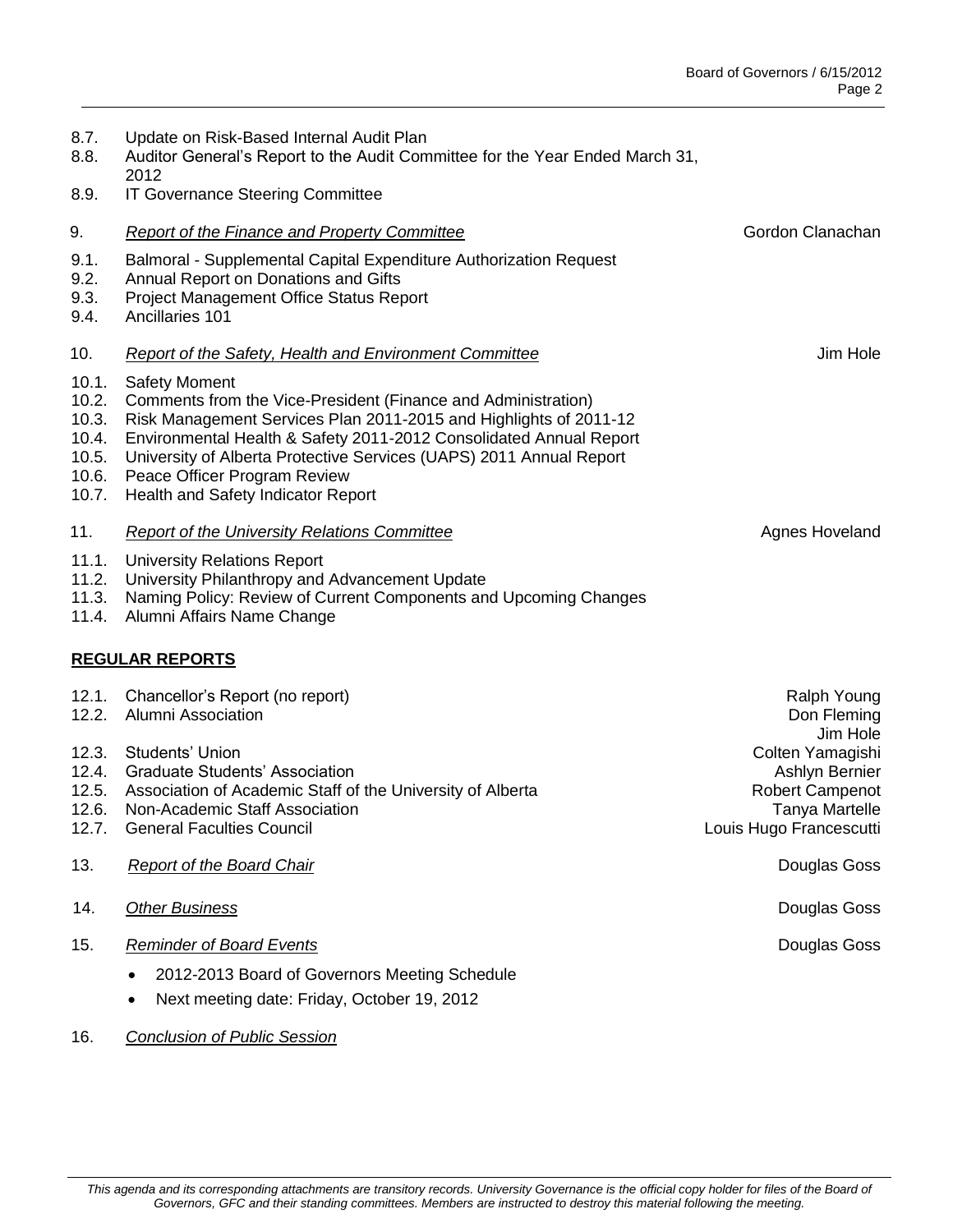8.7. Update on Risk-Based Internal Audit Plan
8.8. Auditor General's Report to the Audit Committee for the Year Ended March 31, 2012
8.9. IT Governance Steering Committee

9. *Report of the Finance and Property Committee* — Gordon Clanachan

9.1. Balmoral - Supplemental Capital Expenditure Authorization Request
9.2. Annual Report on Donations and Gifts
9.3. Project Management Office Status Report
9.4. Ancillaries 101

10. *Report of the Safety, Health and Environment Committee* — Jim Hole

10.1. Safety Moment
10.2. Comments from the Vice-President (Finance and Administration)
10.3. Risk Management Services Plan 2011-2015 and Highlights of 2011-12
10.4. Environmental Health & Safety 2011-2012 Consolidated Annual Report
10.5. University of Alberta Protective Services (UAPS) 2011 Annual Report
10.6. Peace Officer Program Review
10.7. Health and Safety Indicator Report

11. *Report of the University Relations Committee* — Agnes Hoveland

11.1. University Relations Report
11.2. University Philanthropy and Advancement Update
11.3. Naming Policy: Review of Current Components and Upcoming Changes
11.4. Alumni Affairs Name Change

**REGULAR REPORTS**

12.1. Chancellor's Report (no report) — Ralph Young
12.2. Alumni Association — Don Fleming, Jim Hole
12.3. Students' Union — Colten Yamagishi
12.4. Graduate Students' Association — Ashlyn Bernier
12.5. Association of Academic Staff of the University of Alberta — Robert Campenot
12.6. Non-Academic Staff Association — Tanya Martelle
12.7. General Faculties Council — Louis Hugo Francescutti

13. *Report of the Board Chair* — Douglas Goss

14. *Other Business* — Douglas Goss

15. *Reminder of Board Events* — Douglas Goss

- 2012-2013 Board of Governors Meeting Schedule
- Next meeting date: Friday, October 19, 2012

16. *Conclusion of Public Session*

*This agenda and its corresponding attachments are transitory records. University Governance is the official copy holder for files of the Board of Governors, GFC and their standing committees. Members are instructed to destroy this material following the meeting.*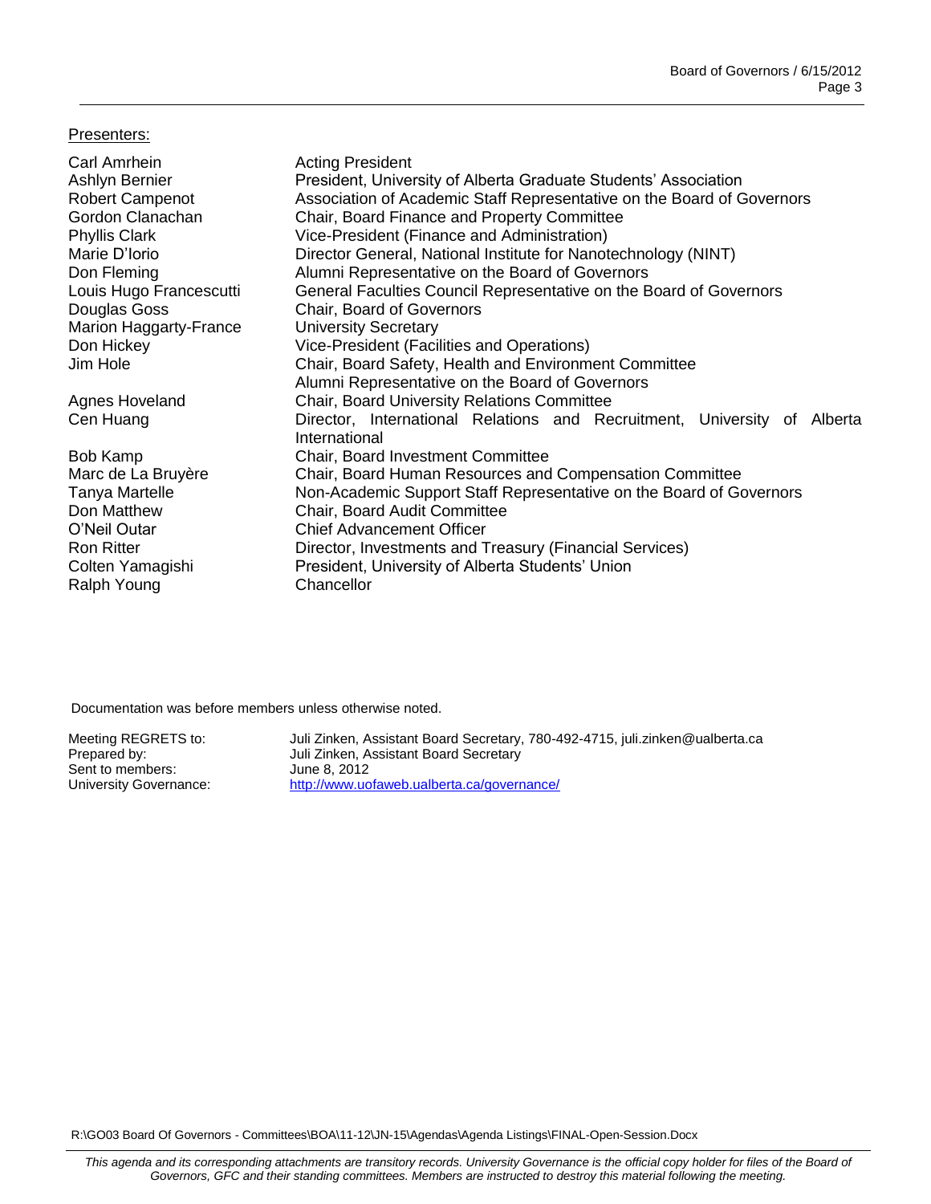Presenters:

| | |
|---|---|
| Carl Amrhein | Acting President |
| Ashlyn Bernier | President, University of Alberta Graduate Students' Association |
| Robert Campenot | Association of Academic Staff Representative on the Board of Governors |
| Gordon Clanachan | Chair, Board Finance and Property Committee |
| Phyllis Clark | Vice-President (Finance and Administration) |
| Marie D'Iorio | Director General, National Institute for Nanotechnology (NINT) |
| Don Fleming | Alumni Representative on the Board of Governors |
| Louis Hugo Francescutti | General Faculties Council Representative on the Board of Governors |
| Douglas Goss | Chair, Board of Governors |
| Marion Haggarty-France | University Secretary |
| Don Hickey | Vice-President (Facilities and Operations) |
| Jim Hole | Chair, Board Safety, Health and Environment Committee<br>Alumni Representative on the Board of Governors |
| Agnes Hoveland | Chair, Board University Relations Committee |
| Cen Huang | Director, International Relations and Recruitment, University of Alberta International |
| Bob Kamp | Chair, Board Investment Committee |
| Marc de La Bruyère | Chair, Board Human Resources and Compensation Committee |
| Tanya Martelle | Non-Academic Support Staff Representative on the Board of Governors |
| Don Matthew | Chair, Board Audit Committee |
| O'Neil Outar | Chief Advancement Officer |
| Ron Ritter | Director, Investments and Treasury (Financial Services) |
| Colten Yamagishi | President, University of Alberta Students' Union |
| Ralph Young | Chancellor |

Documentation was before members unless otherwise noted.

| | |
|---|---|
| Meeting REGRETS to: | Juli Zinken, Assistant Board Secretary, 780-492-4715, juli.zinken@ualberta.ca |
| Prepared by: | Juli Zinken, Assistant Board Secretary |
| Sent to members: | June 8, 2012 |
| University Governance: | http://www.uofaweb.ualberta.ca/governance/ |

R:\GO03 Board Of Governors - Committees\BOA\11-12\JN-15\Agendas\Agenda Listings\FINAL-Open-Session.Docx

*This agenda and its corresponding attachments are transitory records. University Governance is the official copy holder for files of the Board of Governors, GFC and their standing committees. Members are instructed to destroy this material following the meeting.*